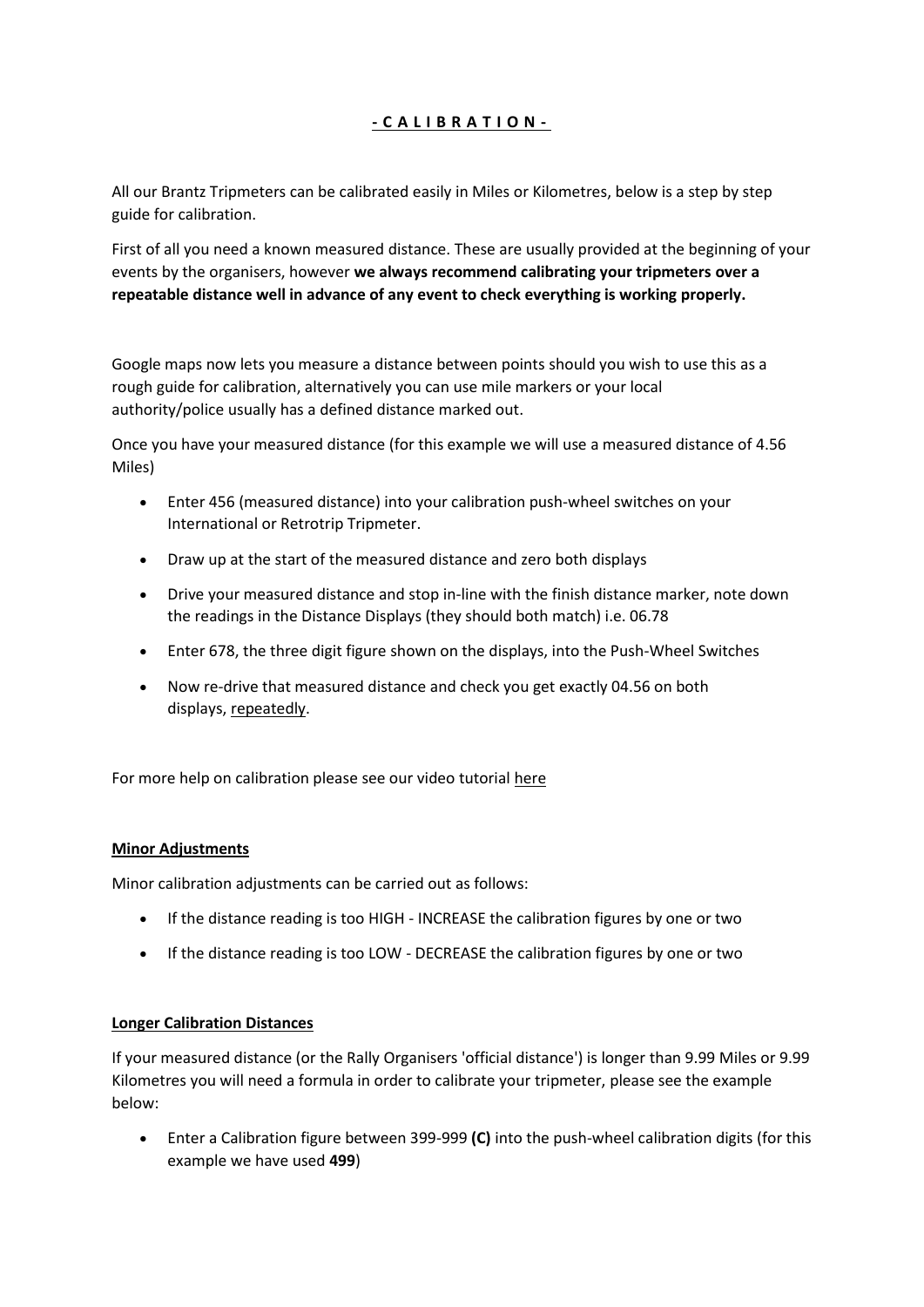# - C A L I B R A T I O N -

All our Brantz Tripmeters can be calibrated easily in Miles or Kilometres, below is a step by step guide for calibration.

First of all you need a known measured distance. These are usually provided at the beginning of your events by the organisers, however **we always recommend calibrating your tripmeters over a repeatable distance well in advance of any event to check everything is working properly.**

Google maps now lets you measure a distance between points should you wish to use this as a rough guide for calibration, alternatively you can use mile markers or your local authority/police usually has a defined distance marked out.

Once you have your measured distance (for this example we will use a measured distance of 4.56 Miles)

- Enter 456 (measured distance) into your calibration push-wheel switches on your International or Retrotrip Tripmeter.
- Draw up at the start of the measured distance and zero both displays
- Drive your measured distance and stop in-line with the finish distance marker, note down the readings in the Distance Displays (they should both match) i.e. 06.78
- Enter 678, the three digit figure shown on the displays, into the Push-Wheel Switches
- Now re-drive that measured distance and check you get exactly 04.56 on both displays, repeatedly.

For more help on calibration please see our video tutorial here

## Minor Adjustments

Minor calibration adjustments can be carried out as follows:

- If the distance reading is too HIGH - INCREASE the calibration figures by one or two
- If the distance reading is too LOW - DECREASE the calibration figures by one or two

## Longer Calibration Distances

If your measured distance (or the Rally Organisers 'official distance') is longer than 9.99 Miles or 9.99 Kilometres you will need a formula in order to calibrate your tripmeter, please see the example below:

- Enter a Calibration figure between 399-999 **(C)** into the push-wheel calibration digits (for this example we have used **499**)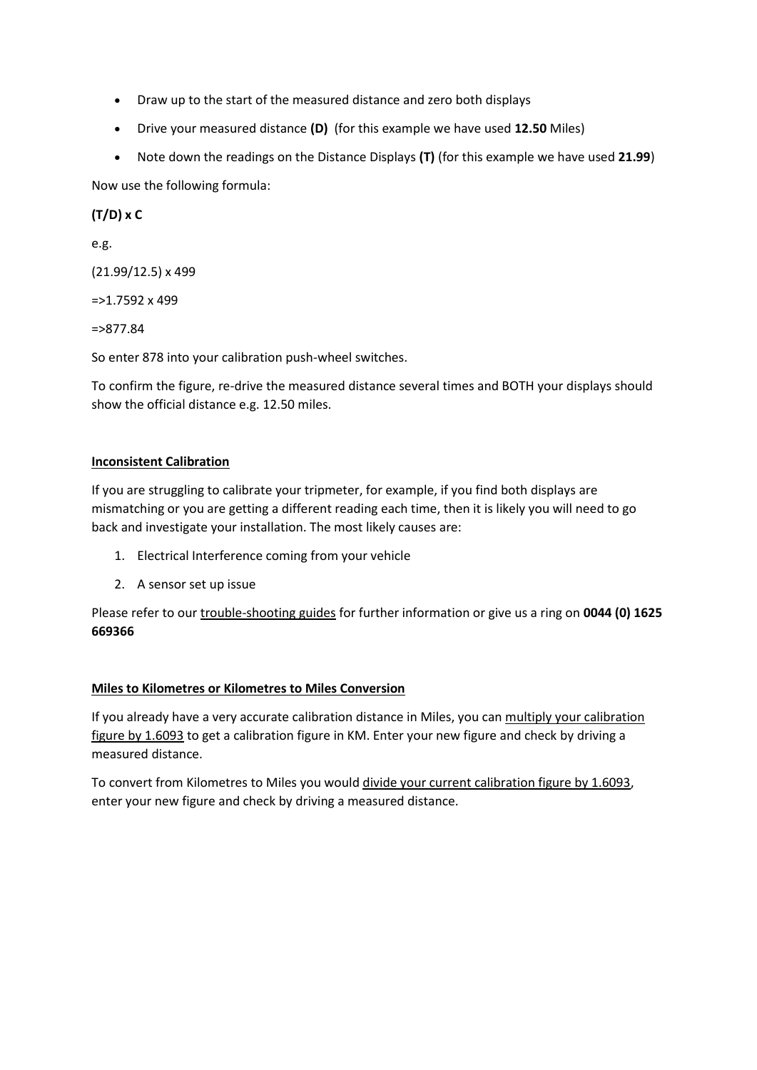- Draw up to the start of the measured distance and zero both displays
- Drive your measured distance **(D)** (for this example we have used **12.50** Miles)
- Note down the readings on the Distance Displays **(T)** (for this example we have used **21.99**)

Now use the following formula:

**(T/D) x C**

e.g.

(21.99/12.5) x 499

=>1.7592 x 499

=>877.84

So enter 878 into your calibration push-wheel switches.

To confirm the figure, re-drive the measured distance several times and BOTH your displays should show the official distance e.g. 12.50 miles.

**Inconsistent Calibration**

If you are struggling to calibrate your tripmeter, for example, if you find both displays are mismatching or you are getting a different reading each time, then it is likely you will need to go back and investigate your installation. The most likely causes are:

1. Electrical Interference coming from your vehicle
2. A sensor set up issue

Please refer to our trouble-shooting guides for further information or give us a ring on **0044 (0) 1625 669366**

**Miles to Kilometres or Kilometres to Miles Conversion**

If you already have a very accurate calibration distance in Miles, you can multiply your calibration figure by 1.6093 to get a calibration figure in KM. Enter your new figure and check by driving a measured distance.

To convert from Kilometres to Miles you would divide your current calibration figure by 1.6093, enter your new figure and check by driving a measured distance.